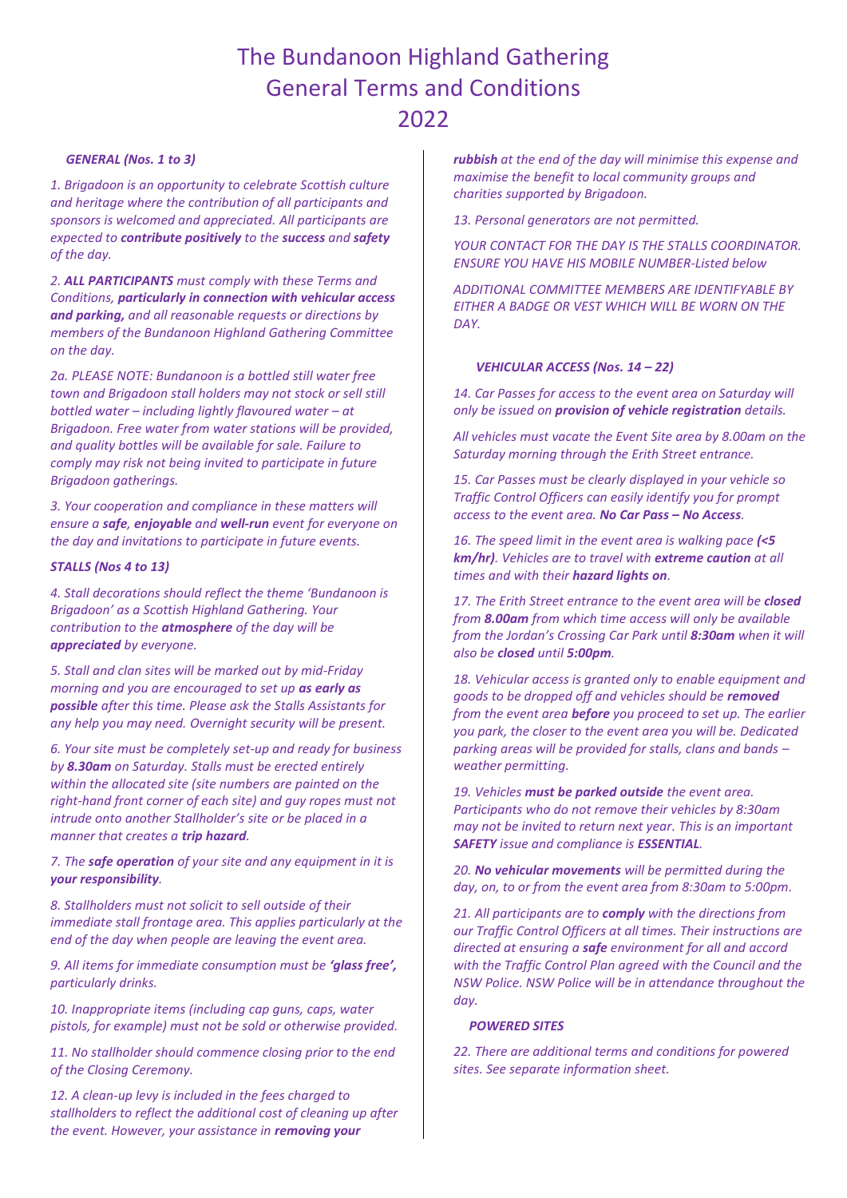// auto-converted
# The Bundanoon Highland Gathering General Terms and Conditions 2022

***GENERAL (Nos. 1 to 3)***

*1. Brigadoon is an opportunity to celebrate Scottish culture and heritage where the contribution of all participants and sponsors is welcomed and appreciated. All participants are expected to **contribute positively** to the **success** and **safety** of the day.*

*2. **ALL PARTICIPANTS** must comply with these Terms and Conditions, **particularly in connection with vehicular access and parking,** and all reasonable requests or directions by members of the Bundanoon Highland Gathering Committee on the day.*

*2a. PLEASE NOTE: Bundanoon is a bottled still water free town and Brigadoon stall holders may not stock or sell still bottled water – including lightly flavoured water – at Brigadoon. Free water from water stations will be provided, and quality bottles will be available for sale. Failure to comply may risk not being invited to participate in future Brigadoon gatherings.*

*3. Your cooperation and compliance in these matters will ensure a **safe**, **enjoyable** and **well-run** event for everyone on the day and invitations to participate in future events.*

***STALLS (Nos 4 to 13)***

*4. Stall decorations should reflect the theme 'Bundanoon is Brigadoon' as a Scottish Highland Gathering. Your contribution to the **atmosphere** of the day will be **appreciated** by everyone.*

*5. Stall and clan sites will be marked out by mid-Friday morning and you are encouraged to set up **as early as possible** after this time. Please ask the Stalls Assistants for any help you may need. Overnight security will be present.*

*6. Your site must be completely set-up and ready for business by **8.30am** on Saturday. Stalls must be erected entirely within the allocated site (site numbers are painted on the right-hand front corner of each site) and guy ropes must not intrude onto another Stallholder's site or be placed in a manner that creates a **trip hazard**.*

*7. The **safe operation** of your site and any equipment in it is **your responsibility**.*

*8. Stallholders must not solicit to sell outside of their immediate stall frontage area. This applies particularly at the end of the day when people are leaving the event area.*

*9. All items for immediate consumption must be **'glass free',** particularly drinks.*

*10. Inappropriate items (including cap guns, caps, water pistols, for example) must not be sold or otherwise provided.*

*11. No stallholder should commence closing prior to the end of the Closing Ceremony.*

*12. A clean-up levy is included in the fees charged to stallholders to reflect the additional cost of cleaning up after the event. However, your assistance in **removing your rubbish** at the end of the day will minimise this expense and maximise the benefit to local community groups and charities supported by Brigadoon.*

*13. Personal generators are not permitted.*

*YOUR CONTACT FOR THE DAY IS THE STALLS COORDINATOR. ENSURE YOU HAVE HIS MOBILE NUMBER-Listed below*

*ADDITIONAL COMMITTEE MEMBERS ARE IDENTIFYABLE BY EITHER A BADGE OR VEST WHICH WILL BE WORN ON THE DAY.*

***VEHICULAR ACCESS (Nos. 14 – 22)***

*14. Car Passes for access to the event area on Saturday will only be issued on **provision of vehicle registration** details.*

*All vehicles must vacate the Event Site area by 8.00am on the Saturday morning through the Erith Street entrance.*

*15. Car Passes must be clearly displayed in your vehicle so Traffic Control Officers can easily identify you for prompt access to the event area. **No Car Pass – No Access**.*

*16. The speed limit in the event area is walking pace **(<5 km/hr)**. Vehicles are to travel with **extreme caution** at all times and with their **hazard lights on**.*

*17. The Erith Street entrance to the event area will be **closed** from **8.00am** from which time access will only be available from the Jordan's Crossing Car Park until **8:30am** when it will also be **closed** until **5:00pm**.*

*18. Vehicular access is granted only to enable equipment and goods to be dropped off and vehicles should be **removed** from the event area **before** you proceed to set up. The earlier you park, the closer to the event area you will be. Dedicated parking areas will be provided for stalls, clans and bands – weather permitting.*

*19. Vehicles **must be parked outside** the event area. Participants who do not remove their vehicles by 8:30am may not be invited to return next year. This is an important **SAFETY** issue and compliance is **ESSENTIAL**.*

*20. **No vehicular movements** will be permitted during the day, on, to or from the event area from 8:30am to 5:00pm.*

*21. All participants are to **comply** with the directions from our Traffic Control Officers at all times. Their instructions are directed at ensuring a **safe** environment for all and accord with the Traffic Control Plan agreed with the Council and the NSW Police. NSW Police will be in attendance throughout the day.*

***POWERED SITES***

*22. There are additional terms and conditions for powered sites. See separate information sheet.*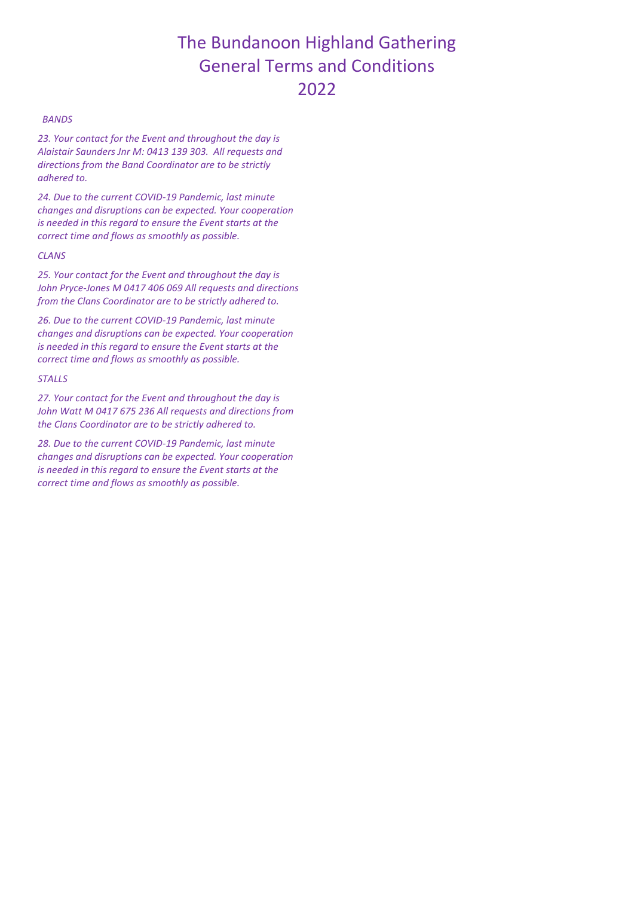# The Bundanoon Highland Gathering
# General Terms and Conditions
# 2022

*BANDS*

*23. Your contact for the Event and throughout the day is Alaistair Saunders Jnr M: 0413 139 303. All requests and directions from the Band Coordinator are to be strictly adhered to.*

*24. Due to the current COVID-19 Pandemic, last minute changes and disruptions can be expected. Your cooperation is needed in this regard to ensure the Event starts at the correct time and flows as smoothly as possible.*

*CLANS*

*25. Your contact for the Event and throughout the day is John Pryce-Jones M 0417 406 069 All requests and directions from the Clans Coordinator are to be strictly adhered to.*

*26. Due to the current COVID-19 Pandemic, last minute changes and disruptions can be expected. Your cooperation is needed in this regard to ensure the Event starts at the correct time and flows as smoothly as possible.*

*STALLS*

*27. Your contact for the Event and throughout the day is John Watt M 0417 675 236 All requests and directions from the Clans Coordinator are to be strictly adhered to.*

*28. Due to the current COVID-19 Pandemic, last minute changes and disruptions can be expected. Your cooperation is needed in this regard to ensure the Event starts at the correct time and flows as smoothly as possible.*